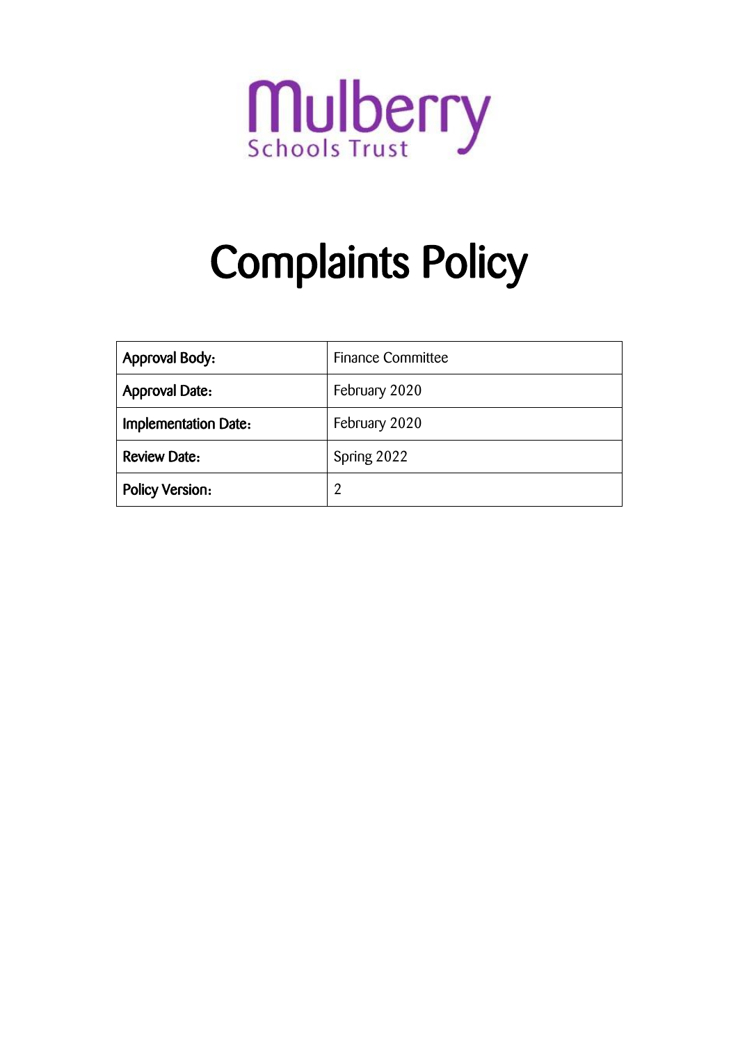Mulberry

Schools Trust

# Complaints Policy

| **Approval Body:** | Finance Committee |
|---|---|
| **Approval Date:** | February 2020 |
| **Implementation Date:** | February 2020 |
| **Review Date:** | Spring 2022 |
| **Policy Version:** | 2 |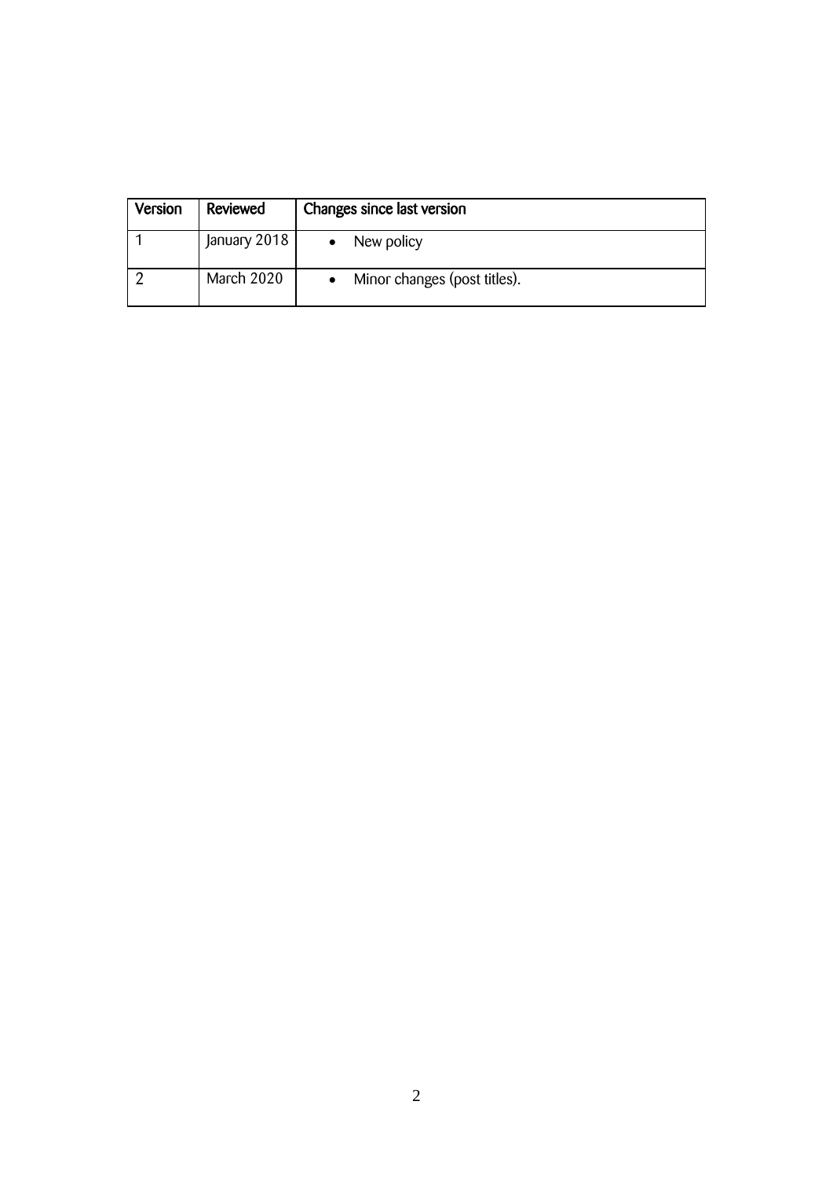| Version | Reviewed | Changes since last version |
| --- | --- | --- |
| 1 | January 2018 | • New policy |
| 2 | March 2020 | • Minor changes (post titles). |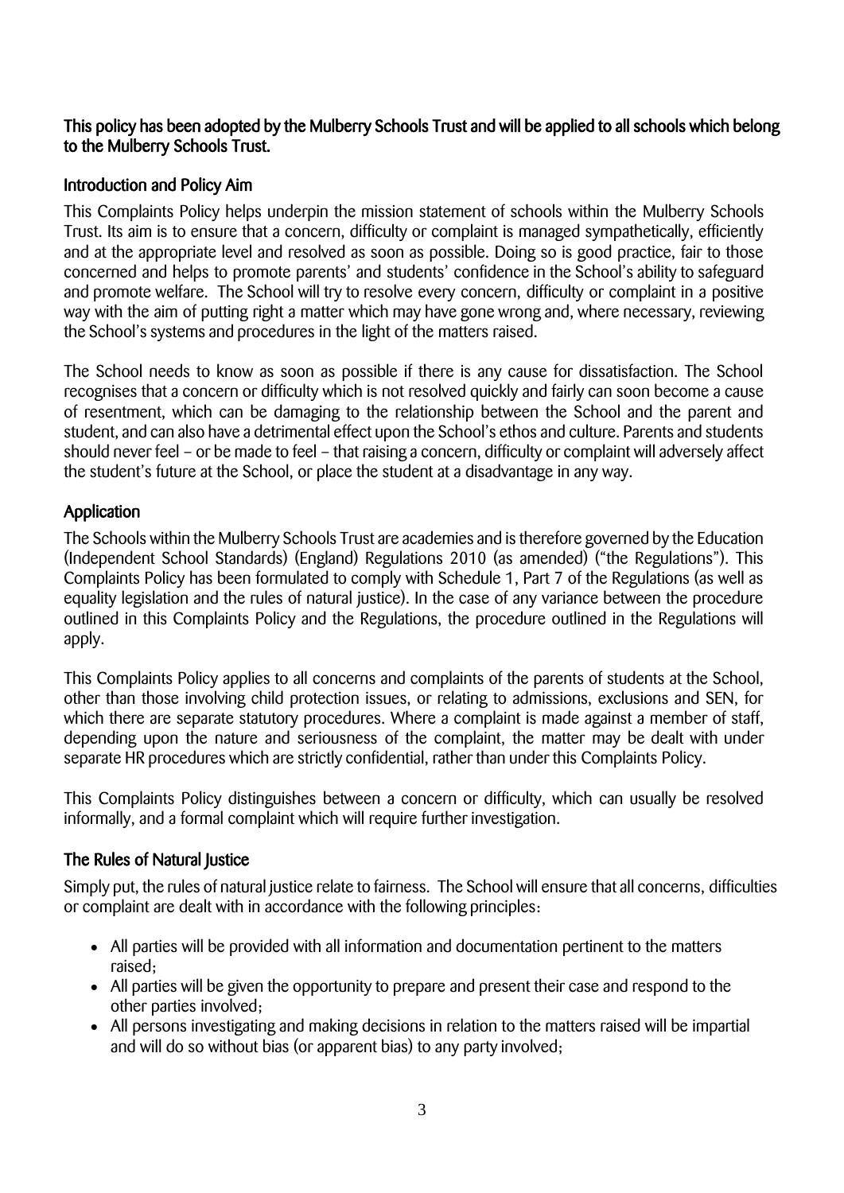**This policy has been adopted by the Mulberry Schools Trust and will be applied to all schools which belong to the Mulberry Schools Trust.**

## Introduction and Policy Aim

This Complaints Policy helps underpin the mission statement of schools within the Mulberry Schools Trust. Its aim is to ensure that a concern, difficulty or complaint is managed sympathetically, efficiently and at the appropriate level and resolved as soon as possible. Doing so is good practice, fair to those concerned and helps to promote parents' and students' confidence in the School's ability to safeguard and promote welfare. The School will try to resolve every concern, difficulty or complaint in a positive way with the aim of putting right a matter which may have gone wrong and, where necessary, reviewing the School's systems and procedures in the light of the matters raised.

The School needs to know as soon as possible if there is any cause for dissatisfaction. The School recognises that a concern or difficulty which is not resolved quickly and fairly can soon become a cause of resentment, which can be damaging to the relationship between the School and the parent and student, and can also have a detrimental effect upon the School's ethos and culture. Parents and students should never feel – or be made to feel – that raising a concern, difficulty or complaint will adversely affect the student's future at the School, or place the student at a disadvantage in any way.

## Application

The Schools within the Mulberry Schools Trust are academies and is therefore governed by the Education (Independent School Standards) (England) Regulations 2010 (as amended) ("the Regulations"). This Complaints Policy has been formulated to comply with Schedule 1, Part 7 of the Regulations (as well as equality legislation and the rules of natural justice). In the case of any variance between the procedure outlined in this Complaints Policy and the Regulations, the procedure outlined in the Regulations will apply.

This Complaints Policy applies to all concerns and complaints of the parents of students at the School, other than those involving child protection issues, or relating to admissions, exclusions and SEN, for which there are separate statutory procedures. Where a complaint is made against a member of staff, depending upon the nature and seriousness of the complaint, the matter may be dealt with under separate HR procedures which are strictly confidential, rather than under this Complaints Policy.

This Complaints Policy distinguishes between a concern or difficulty, which can usually be resolved informally, and a formal complaint which will require further investigation.

## The Rules of Natural Justice

Simply put, the rules of natural justice relate to fairness. The School will ensure that all concerns, difficulties or complaint are dealt with in accordance with the following principles:

- All parties will be provided with all information and documentation pertinent to the matters raised;
- All parties will be given the opportunity to prepare and present their case and respond to the other parties involved;
- All persons investigating and making decisions in relation to the matters raised will be impartial and will do so without bias (or apparent bias) to any party involved;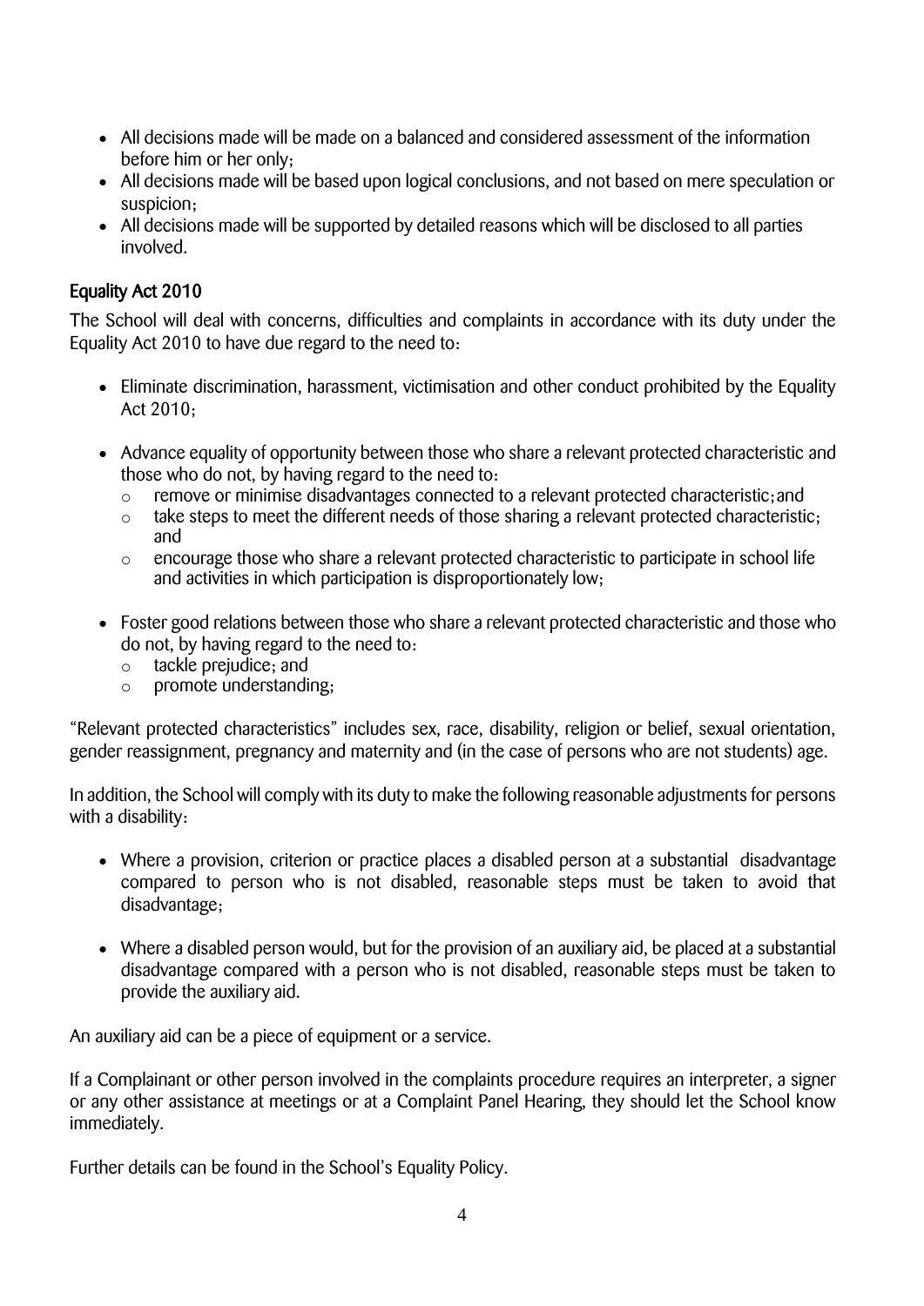- All decisions made will be made on a balanced and considered assessment of the information before him or her only;
- All decisions made will be based upon logical conclusions, and not based on mere speculation or suspicion;
- All decisions made will be supported by detailed reasons which will be disclosed to all parties involved.

## Equality Act 2010

The School will deal with concerns, difficulties and complaints in accordance with its duty under the Equality Act 2010 to have due regard to the need to:

- Eliminate discrimination, harassment, victimisation and other conduct prohibited by the Equality Act 2010;
- Advance equality of opportunity between those who share a relevant protected characteristic and those who do not, by having regard to the need to:
  - remove or minimise disadvantages connected to a relevant protected characteristic; and
  - take steps to meet the different needs of those sharing a relevant protected characteristic; and
  - encourage those who share a relevant protected characteristic to participate in school life and activities in which participation is disproportionately low;
- Foster good relations between those who share a relevant protected characteristic and those who do not, by having regard to the need to:
  - tackle prejudice; and
  - promote understanding;

"Relevant protected characteristics" includes sex, race, disability, religion or belief, sexual orientation, gender reassignment, pregnancy and maternity and (in the case of persons who are not students) age.

In addition, the School will comply with its duty to make the following reasonable adjustments for persons with a disability:

- Where a provision, criterion or practice places a disabled person at a substantial disadvantage compared to person who is not disabled, reasonable steps must be taken to avoid that disadvantage;
- Where a disabled person would, but for the provision of an auxiliary aid, be placed at a substantial disadvantage compared with a person who is not disabled, reasonable steps must be taken to provide the auxiliary aid.

An auxiliary aid can be a piece of equipment or a service.

If a Complainant or other person involved in the complaints procedure requires an interpreter, a signer or any other assistance at meetings or at a Complaint Panel Hearing, they should let the School know immediately.

Further details can be found in the School's Equality Policy.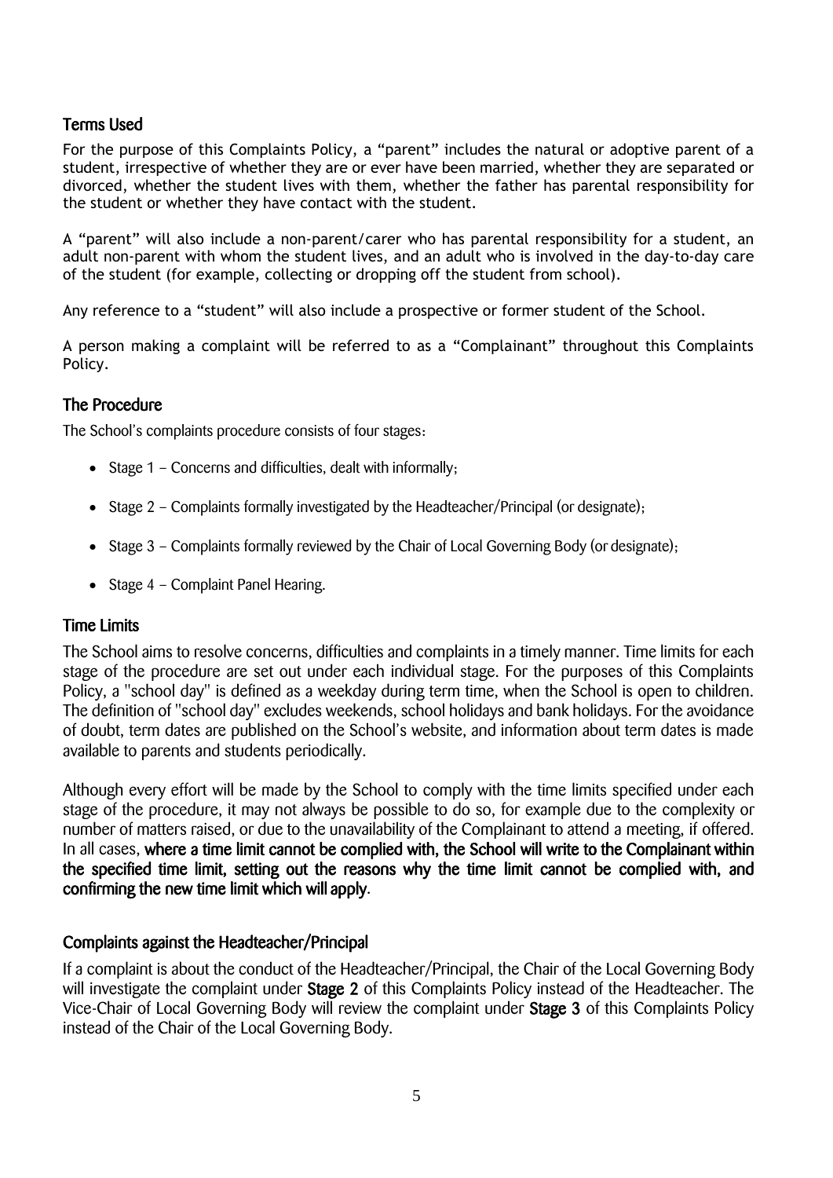## Terms Used

For the purpose of this Complaints Policy, a "parent" includes the natural or adoptive parent of a student, irrespective of whether they are or ever have been married, whether they are separated or divorced, whether the student lives with them, whether the father has parental responsibility for the student or whether they have contact with the student.

A "parent" will also include a non-parent/carer who has parental responsibility for a student, an adult non-parent with whom the student lives, and an adult who is involved in the day-to-day care of the student (for example, collecting or dropping off the student from school).

Any reference to a "student" will also include a prospective or former student of the School.

A person making a complaint will be referred to as a "Complainant" throughout this Complaints Policy.

## The Procedure

The School's complaints procedure consists of four stages:

- Stage 1 – Concerns and difficulties, dealt with informally;
- Stage 2 – Complaints formally investigated by the Headteacher/Principal (or designate);
- Stage 3 – Complaints formally reviewed by the Chair of Local Governing Body (or designate);
- Stage 4 – Complaint Panel Hearing.

## Time Limits

The School aims to resolve concerns, difficulties and complaints in a timely manner. Time limits for each stage of the procedure are set out under each individual stage. For the purposes of this Complaints Policy, a "school day" is defined as a weekday during term time, when the School is open to children. The definition of "school day" excludes weekends, school holidays and bank holidays. For the avoidance of doubt, term dates are published on the School's website, and information about term dates is made available to parents and students periodically.

Although every effort will be made by the School to comply with the time limits specified under each stage of the procedure, it may not always be possible to do so, for example due to the complexity or number of matters raised, or due to the unavailability of the Complainant to attend a meeting, if offered. In all cases, **where a time limit cannot be complied with, the School will write to the Complainant within the specified time limit, setting out the reasons why the time limit cannot be complied with, and confirming the new time limit which will apply**.

## Complaints against the Headteacher/Principal

If a complaint is about the conduct of the Headteacher/Principal, the Chair of the Local Governing Body will investigate the complaint under **Stage 2** of this Complaints Policy instead of the Headteacher. The Vice-Chair of Local Governing Body will review the complaint under **Stage 3** of this Complaints Policy instead of the Chair of the Local Governing Body.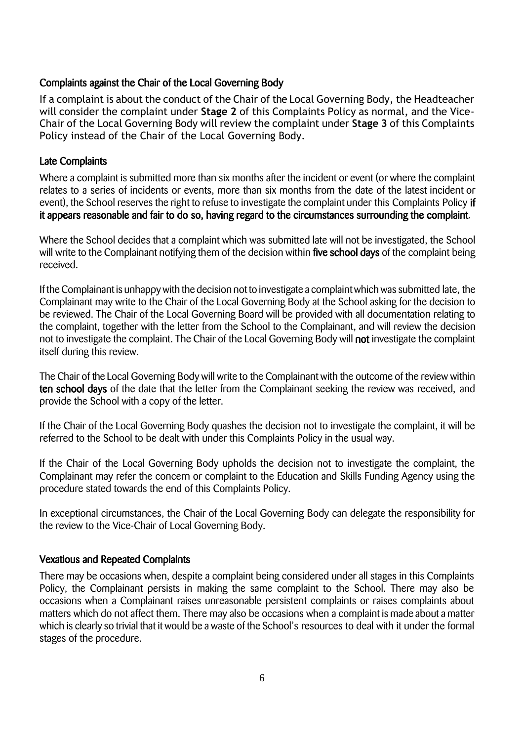### Complaints against the Chair of the Local Governing Body

If a complaint is about the conduct of the Chair of the Local Governing Body, the Headteacher will consider the complaint under **Stage 2** of this Complaints Policy as normal, and the Vice-Chair of the Local Governing Body will review the complaint under **Stage 3** of this Complaints Policy instead of the Chair of the Local Governing Body.

### Late Complaints

Where a complaint is submitted more than six months after the incident or event (or where the complaint relates to a series of incidents or events, more than six months from the date of the latest incident or event), the School reserves the right to refuse to investigate the complaint under this Complaints Policy **if it appears reasonable and fair to do so, having regard to the circumstances surrounding the complaint**.

Where the School decides that a complaint which was submitted late will not be investigated, the School will write to the Complainant notifying them of the decision within **five school days** of the complaint being received.

If the Complainant is unhappy with the decision not to investigate a complaint which was submitted late, the Complainant may write to the Chair of the Local Governing Body at the School asking for the decision to be reviewed. The Chair of the Local Governing Board will be provided with all documentation relating to the complaint, together with the letter from the School to the Complainant, and will review the decision not to investigate the complaint. The Chair of the Local Governing Body will **not** investigate the complaint itself during this review.

The Chair of the Local Governing Body will write to the Complainant with the outcome of the review within **ten school days** of the date that the letter from the Complainant seeking the review was received, and provide the School with a copy of the letter.

If the Chair of the Local Governing Body quashes the decision not to investigate the complaint, it will be referred to the School to be dealt with under this Complaints Policy in the usual way.

If the Chair of the Local Governing Body upholds the decision not to investigate the complaint, the Complainant may refer the concern or complaint to the Education and Skills Funding Agency using the procedure stated towards the end of this Complaints Policy.

In exceptional circumstances, the Chair of the Local Governing Body can delegate the responsibility for the review to the Vice-Chair of Local Governing Body.

### Vexatious and Repeated Complaints

There may be occasions when, despite a complaint being considered under all stages in this Complaints Policy, the Complainant persists in making the same complaint to the School. There may also be occasions when a Complainant raises unreasonable persistent complaints or raises complaints about matters which do not affect them. There may also be occasions when a complaint is made about a matter which is clearly so trivial that it would be a waste of the School's resources to deal with it under the formal stages of the procedure.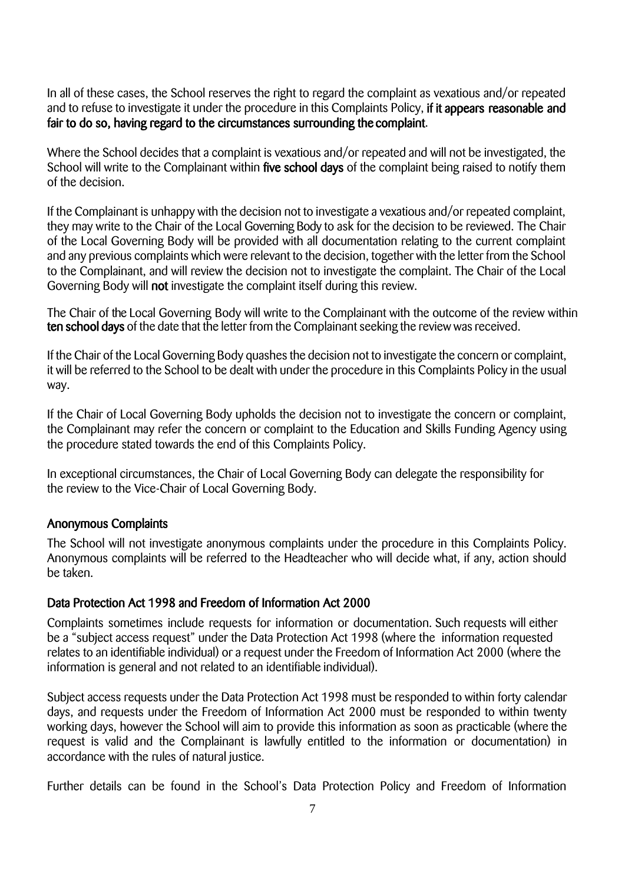In all of these cases, the School reserves the right to regard the complaint as vexatious and/or repeated and to refuse to investigate it under the procedure in this Complaints Policy, **if it appears reasonable and fair to do so, having regard to the circumstances surrounding the complaint**.

Where the School decides that a complaint is vexatious and/or repeated and will not be investigated, the School will write to the Complainant within **five school days** of the complaint being raised to notify them of the decision.

If the Complainant is unhappy with the decision not to investigate a vexatious and/or repeated complaint, they may write to the Chair of the Local Governing Body to ask for the decision to be reviewed. The Chair of the Local Governing Body will be provided with all documentation relating to the current complaint and any previous complaints which were relevant to the decision, together with the letter from the School to the Complainant, and will review the decision not to investigate the complaint. The Chair of the Local Governing Body will **not** investigate the complaint itself during this review.

The Chair of the Local Governing Body will write to the Complainant with the outcome of the review within **ten school days** of the date that the letter from the Complainant seeking the review was received.

If the Chair of the Local Governing Body quashes the decision not to investigate the concern or complaint, it will be referred to the School to be dealt with under the procedure in this Complaints Policy in the usual way.

If the Chair of Local Governing Body upholds the decision not to investigate the concern or complaint, the Complainant may refer the concern or complaint to the Education and Skills Funding Agency using the procedure stated towards the end of this Complaints Policy.

In exceptional circumstances, the Chair of Local Governing Body can delegate the responsibility for the review to the Vice-Chair of Local Governing Body.

### Anonymous Complaints

The School will not investigate anonymous complaints under the procedure in this Complaints Policy. Anonymous complaints will be referred to the Headteacher who will decide what, if any, action should be taken.

### Data Protection Act 1998 and Freedom of Information Act 2000

Complaints sometimes include requests for information or documentation. Such requests will either be a "subject access request" under the Data Protection Act 1998 (where the information requested relates to an identifiable individual) or a request under the Freedom of Information Act 2000 (where the information is general and not related to an identifiable individual).

Subject access requests under the Data Protection Act 1998 must be responded to within forty calendar days, and requests under the Freedom of Information Act 2000 must be responded to within twenty working days, however the School will aim to provide this information as soon as practicable (where the request is valid and the Complainant is lawfully entitled to the information or documentation) in accordance with the rules of natural justice.

Further details can be found in the School's Data Protection Policy and Freedom of Information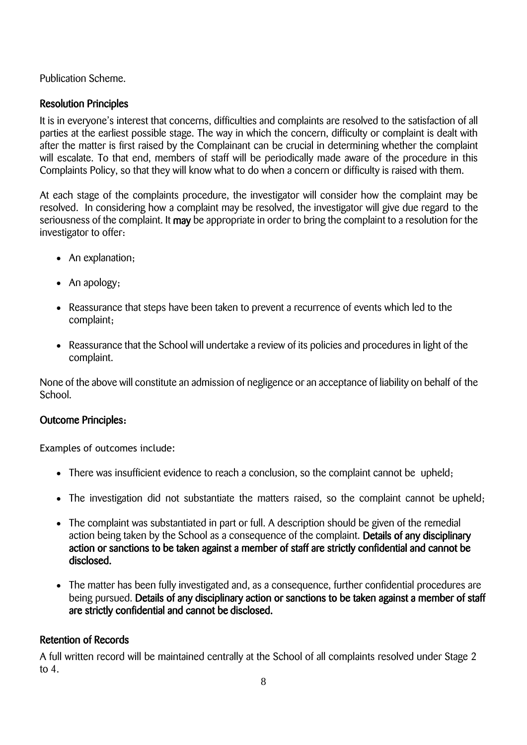Publication Scheme.

## Resolution Principles

It is in everyone's interest that concerns, difficulties and complaints are resolved to the satisfaction of all parties at the earliest possible stage. The way in which the concern, difficulty or complaint is dealt with after the matter is first raised by the Complainant can be crucial in determining whether the complaint will escalate. To that end, members of staff will be periodically made aware of the procedure in this Complaints Policy, so that they will know what to do when a concern or difficulty is raised with them.

At each stage of the complaints procedure, the investigator will consider how the complaint may be resolved. In considering how a complaint may be resolved, the investigator will give due regard to the seriousness of the complaint. It **may** be appropriate in order to bring the complaint to a resolution for the investigator to offer:

- An explanation;
- An apology;
- Reassurance that steps have been taken to prevent a recurrence of events which led to the complaint;
- Reassurance that the School will undertake a review of its policies and procedures in light of the complaint.

None of the above will constitute an admission of negligence or an acceptance of liability on behalf of the School.

## Outcome Principles:

Examples of outcomes include:

- There was insufficient evidence to reach a conclusion, so the complaint cannot be upheld;
- The investigation did not substantiate the matters raised, so the complaint cannot be upheld;
- The complaint was substantiated in part or full. A description should be given of the remedial action being taken by the School as a consequence of the complaint. **Details of any disciplinary action or sanctions to be taken against a member of staff are strictly confidential and cannot be disclosed.**
- The matter has been fully investigated and, as a consequence, further confidential procedures are being pursued. **Details of any disciplinary action or sanctions to be taken against a member of staff are strictly confidential and cannot be disclosed.**

## Retention of Records

A full written record will be maintained centrally at the School of all complaints resolved under Stage 2 to 4.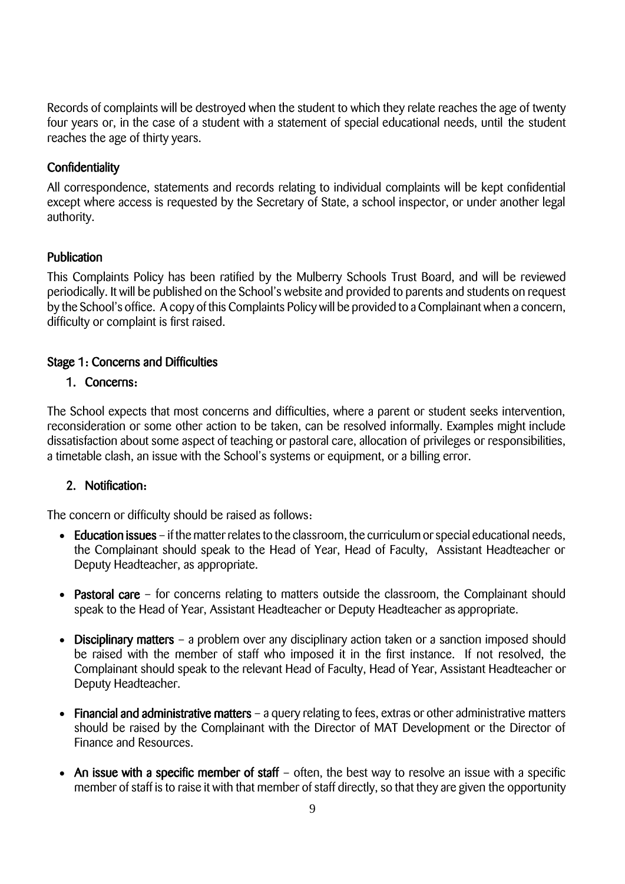Records of complaints will be destroyed when the student to which they relate reaches the age of twenty four years or, in the case of a student with a statement of special educational needs, until the student reaches the age of thirty years.

### Confidentiality

All correspondence, statements and records relating to individual complaints will be kept confidential except where access is requested by the Secretary of State, a school inspector, or under another legal authority.

### Publication

This Complaints Policy has been ratified by the Mulberry Schools Trust Board, and will be reviewed periodically. It will be published on the School's website and provided to parents and students on request by the School's office. A copy of this Complaints Policy will be provided to a Complainant when a concern, difficulty or complaint is first raised.

### Stage 1: Concerns and Difficulties

1. **Concerns:**

The School expects that most concerns and difficulties, where a parent or student seeks intervention, reconsideration or some other action to be taken, can be resolved informally. Examples might include dissatisfaction about some aspect of teaching or pastoral care, allocation of privileges or responsibilities, a timetable clash, an issue with the School's systems or equipment, or a billing error.

2. **Notification:**

The concern or difficulty should be raised as follows:

- **Education issues** – if the matter relates to the classroom, the curriculum or special educational needs, the Complainant should speak to the Head of Year, Head of Faculty, Assistant Headteacher or Deputy Headteacher, as appropriate.

- **Pastoral care** – for concerns relating to matters outside the classroom, the Complainant should speak to the Head of Year, Assistant Headteacher or Deputy Headteacher as appropriate.

- **Disciplinary matters** – a problem over any disciplinary action taken or a sanction imposed should be raised with the member of staff who imposed it in the first instance. If not resolved, the Complainant should speak to the relevant Head of Faculty, Head of Year, Assistant Headteacher or Deputy Headteacher.

- **Financial and administrative matters** – a query relating to fees, extras or other administrative matters should be raised by the Complainant with the Director of MAT Development or the Director of Finance and Resources.

- **An issue with a specific member of staff** – often, the best way to resolve an issue with a specific member of staff is to raise it with that member of staff directly, so that they are given the opportunity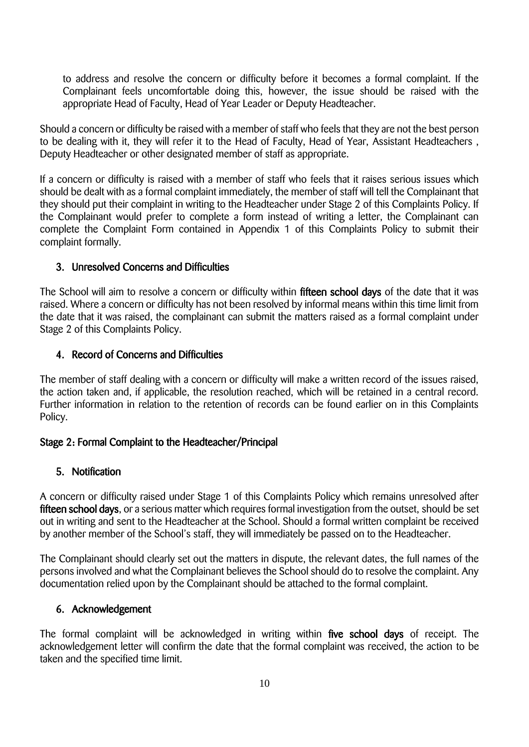to address and resolve the concern or difficulty before it becomes a formal complaint. If the Complainant feels uncomfortable doing this, however, the issue should be raised with the appropriate Head of Faculty, Head of Year Leader or Deputy Headteacher.

Should a concern or difficulty be raised with a member of staff who feels that they are not the best person to be dealing with it, they will refer it to the Head of Faculty, Head of Year, Assistant Headteachers , Deputy Headteacher or other designated member of staff as appropriate.

If a concern or difficulty is raised with a member of staff who feels that it raises serious issues which should be dealt with as a formal complaint immediately, the member of staff will tell the Complainant that they should put their complaint in writing to the Headteacher under Stage 2 of this Complaints Policy. If the Complainant would prefer to complete a form instead of writing a letter, the Complainant can complete the Complaint Form contained in Appendix 1 of this Complaints Policy to submit their complaint formally.

### 3. Unresolved Concerns and Difficulties

The School will aim to resolve a concern or difficulty within **fifteen school days** of the date that it was raised. Where a concern or difficulty has not been resolved by informal means within this time limit from the date that it was raised, the complainant can submit the matters raised as a formal complaint under Stage 2 of this Complaints Policy.

### 4. Record of Concerns and Difficulties

The member of staff dealing with a concern or difficulty will make a written record of the issues raised, the action taken and, if applicable, the resolution reached, which will be retained in a central record. Further information in relation to the retention of records can be found earlier on in this Complaints Policy.

## Stage 2: Formal Complaint to the Headteacher/Principal

### 5. Notification

A concern or difficulty raised under Stage 1 of this Complaints Policy which remains unresolved after **fifteen school days**, or a serious matter which requires formal investigation from the outset, should be set out in writing and sent to the Headteacher at the School. Should a formal written complaint be received by another member of the School's staff, they will immediately be passed on to the Headteacher.

The Complainant should clearly set out the matters in dispute, the relevant dates, the full names of the persons involved and what the Complainant believes the School should do to resolve the complaint. Any documentation relied upon by the Complainant should be attached to the formal complaint.

### 6. Acknowledgement

The formal complaint will be acknowledged in writing within **five school days** of receipt. The acknowledgement letter will confirm the date that the formal complaint was received, the action to be taken and the specified time limit.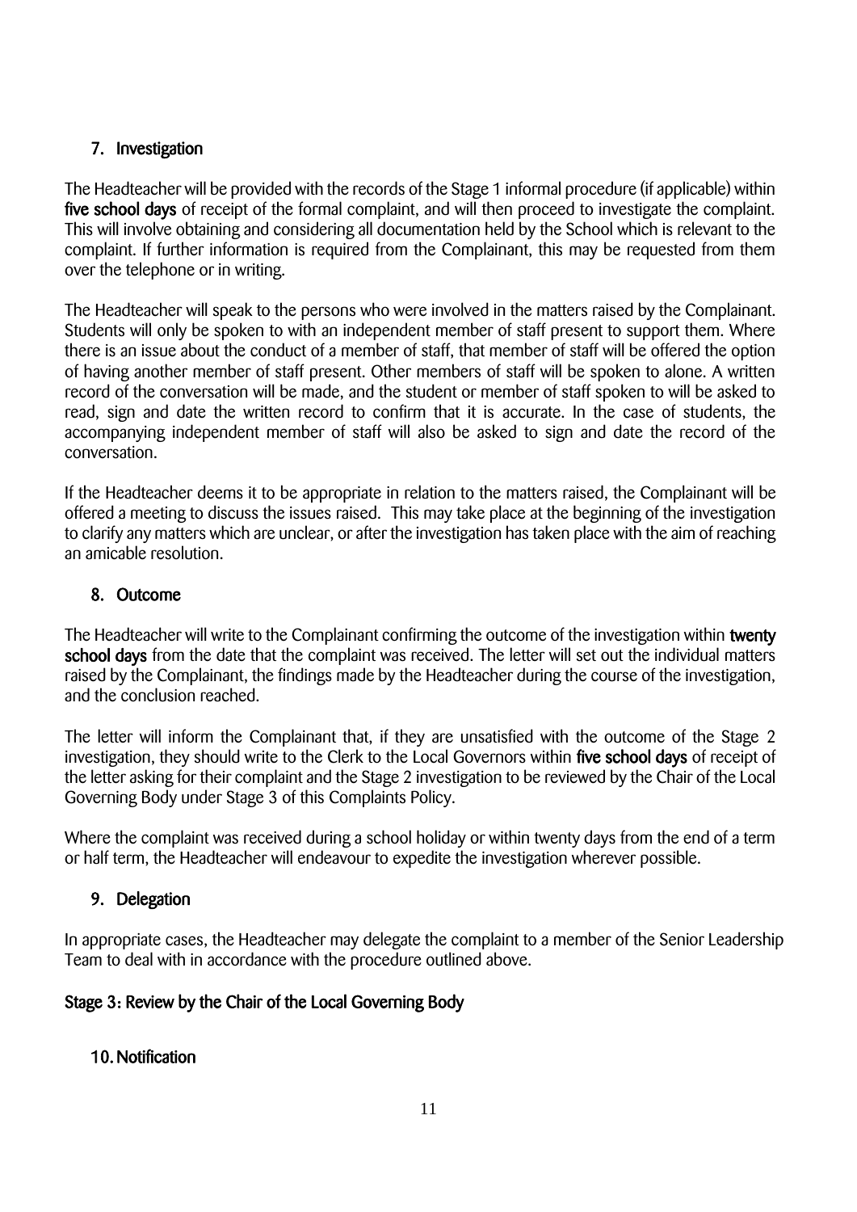### 7. Investigation

The Headteacher will be provided with the records of the Stage 1 informal procedure (if applicable) within **five school days** of receipt of the formal complaint, and will then proceed to investigate the complaint. This will involve obtaining and considering all documentation held by the School which is relevant to the complaint. If further information is required from the Complainant, this may be requested from them over the telephone or in writing.

The Headteacher will speak to the persons who were involved in the matters raised by the Complainant. Students will only be spoken to with an independent member of staff present to support them. Where there is an issue about the conduct of a member of staff, that member of staff will be offered the option of having another member of staff present. Other members of staff will be spoken to alone. A written record of the conversation will be made, and the student or member of staff spoken to will be asked to read, sign and date the written record to confirm that it is accurate. In the case of students, the accompanying independent member of staff will also be asked to sign and date the record of the conversation.

If the Headteacher deems it to be appropriate in relation to the matters raised, the Complainant will be offered a meeting to discuss the issues raised. This may take place at the beginning of the investigation to clarify any matters which are unclear, or after the investigation has taken place with the aim of reaching an amicable resolution.

### 8. Outcome

The Headteacher will write to the Complainant confirming the outcome of the investigation within **twenty school days** from the date that the complaint was received. The letter will set out the individual matters raised by the Complainant, the findings made by the Headteacher during the course of the investigation, and the conclusion reached.

The letter will inform the Complainant that, if they are unsatisfied with the outcome of the Stage 2 investigation, they should write to the Clerk to the Local Governors within **five school days** of receipt of the letter asking for their complaint and the Stage 2 investigation to be reviewed by the Chair of the Local Governing Body under Stage 3 of this Complaints Policy.

Where the complaint was received during a school holiday or within twenty days from the end of a term or half term, the Headteacher will endeavour to expedite the investigation wherever possible.

### 9. Delegation

In appropriate cases, the Headteacher may delegate the complaint to a member of the Senior Leadership Team to deal with in accordance with the procedure outlined above.

## Stage 3: Review by the Chair of the Local Governing Body

### 10. Notification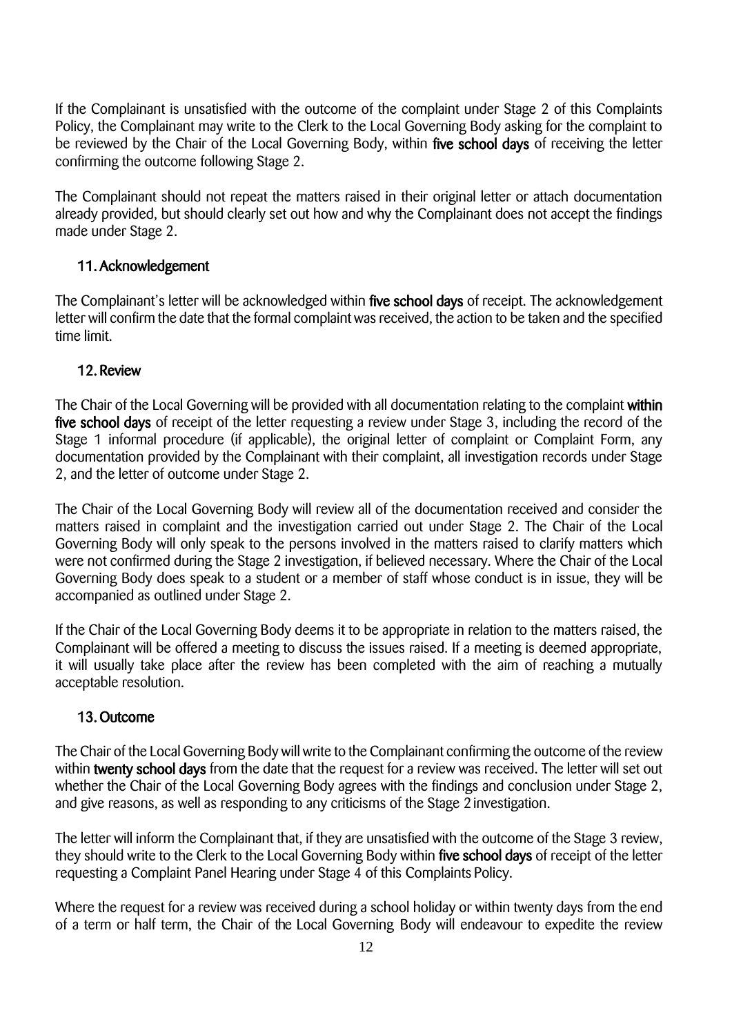If the Complainant is unsatisfied with the outcome of the complaint under Stage 2 of this Complaints Policy, the Complainant may write to the Clerk to the Local Governing Body asking for the complaint to be reviewed by the Chair of the Local Governing Body, within **five school days** of receiving the letter confirming the outcome following Stage 2.

The Complainant should not repeat the matters raised in their original letter or attach documentation already provided, but should clearly set out how and why the Complainant does not accept the findings made under Stage 2.

### 11. Acknowledgement

The Complainant's letter will be acknowledged within **five school days** of receipt. The acknowledgement letter will confirm the date that the formal complaint was received, the action to be taken and the specified time limit.

### 12. Review

The Chair of the Local Governing will be provided with all documentation relating to the complaint **within five school days** of receipt of the letter requesting a review under Stage 3, including the record of the Stage 1 informal procedure (if applicable), the original letter of complaint or Complaint Form, any documentation provided by the Complainant with their complaint, all investigation records under Stage 2, and the letter of outcome under Stage 2.

The Chair of the Local Governing Body will review all of the documentation received and consider the matters raised in complaint and the investigation carried out under Stage 2. The Chair of the Local Governing Body will only speak to the persons involved in the matters raised to clarify matters which were not confirmed during the Stage 2 investigation, if believed necessary. Where the Chair of the Local Governing Body does speak to a student or a member of staff whose conduct is in issue, they will be accompanied as outlined under Stage 2.

If the Chair of the Local Governing Body deems it to be appropriate in relation to the matters raised, the Complainant will be offered a meeting to discuss the issues raised. If a meeting is deemed appropriate, it will usually take place after the review has been completed with the aim of reaching a mutually acceptable resolution.

### 13. Outcome

The Chair of the Local Governing Body will write to the Complainant confirming the outcome of the review within **twenty school days** from the date that the request for a review was received. The letter will set out whether the Chair of the Local Governing Body agrees with the findings and conclusion under Stage 2, and give reasons, as well as responding to any criticisms of the Stage 2 investigation.

The letter will inform the Complainant that, if they are unsatisfied with the outcome of the Stage 3 review, they should write to the Clerk to the Local Governing Body within **five school days** of receipt of the letter requesting a Complaint Panel Hearing under Stage 4 of this Complaints Policy.

Where the request for a review was received during a school holiday or within twenty days from the end of a term or half term, the Chair of the Local Governing Body will endeavour to expedite the review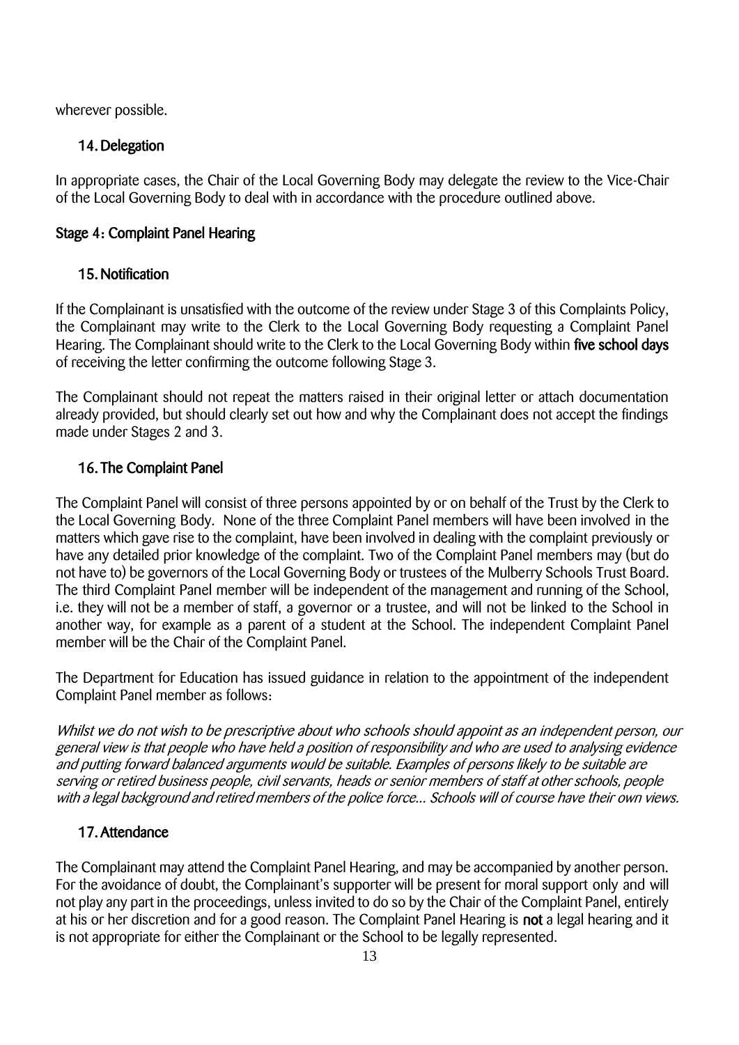wherever possible.

### 14. Delegation

In appropriate cases, the Chair of the Local Governing Body may delegate the review to the Vice-Chair of the Local Governing Body to deal with in accordance with the procedure outlined above.

## Stage 4: Complaint Panel Hearing

### 15. Notification

If the Complainant is unsatisfied with the outcome of the review under Stage 3 of this Complaints Policy, the Complainant may write to the Clerk to the Local Governing Body requesting a Complaint Panel Hearing. The Complainant should write to the Clerk to the Local Governing Body within **five school days** of receiving the letter confirming the outcome following Stage 3.

The Complainant should not repeat the matters raised in their original letter or attach documentation already provided, but should clearly set out how and why the Complainant does not accept the findings made under Stages 2 and 3.

### 16. The Complaint Panel

The Complaint Panel will consist of three persons appointed by or on behalf of the Trust by the Clerk to the Local Governing Body. None of the three Complaint Panel members will have been involved in the matters which gave rise to the complaint, have been involved in dealing with the complaint previously or have any detailed prior knowledge of the complaint. Two of the Complaint Panel members may (but do not have to) be governors of the Local Governing Body or trustees of the Mulberry Schools Trust Board. The third Complaint Panel member will be independent of the management and running of the School, i.e. they will not be a member of staff, a governor or a trustee, and will not be linked to the School in another way, for example as a parent of a student at the School. The independent Complaint Panel member will be the Chair of the Complaint Panel.

The Department for Education has issued guidance in relation to the appointment of the independent Complaint Panel member as follows:

*Whilst we do not wish to be prescriptive about who schools should appoint as an independent person, our general view is that people who have held a position of responsibility and who are used to analysing evidence and putting forward balanced arguments would be suitable. Examples of persons likely to be suitable are serving or retired business people, civil servants, heads or senior members of staff at other schools, people with a legal background and retired members of the police force... Schools will of course have their own views.*

### 17. Attendance

The Complainant may attend the Complaint Panel Hearing, and may be accompanied by another person. For the avoidance of doubt, the Complainant's supporter will be present for moral support only and will not play any part in the proceedings, unless invited to do so by the Chair of the Complaint Panel, entirely at his or her discretion and for a good reason. The Complaint Panel Hearing is **not** a legal hearing and it is not appropriate for either the Complainant or the School to be legally represented.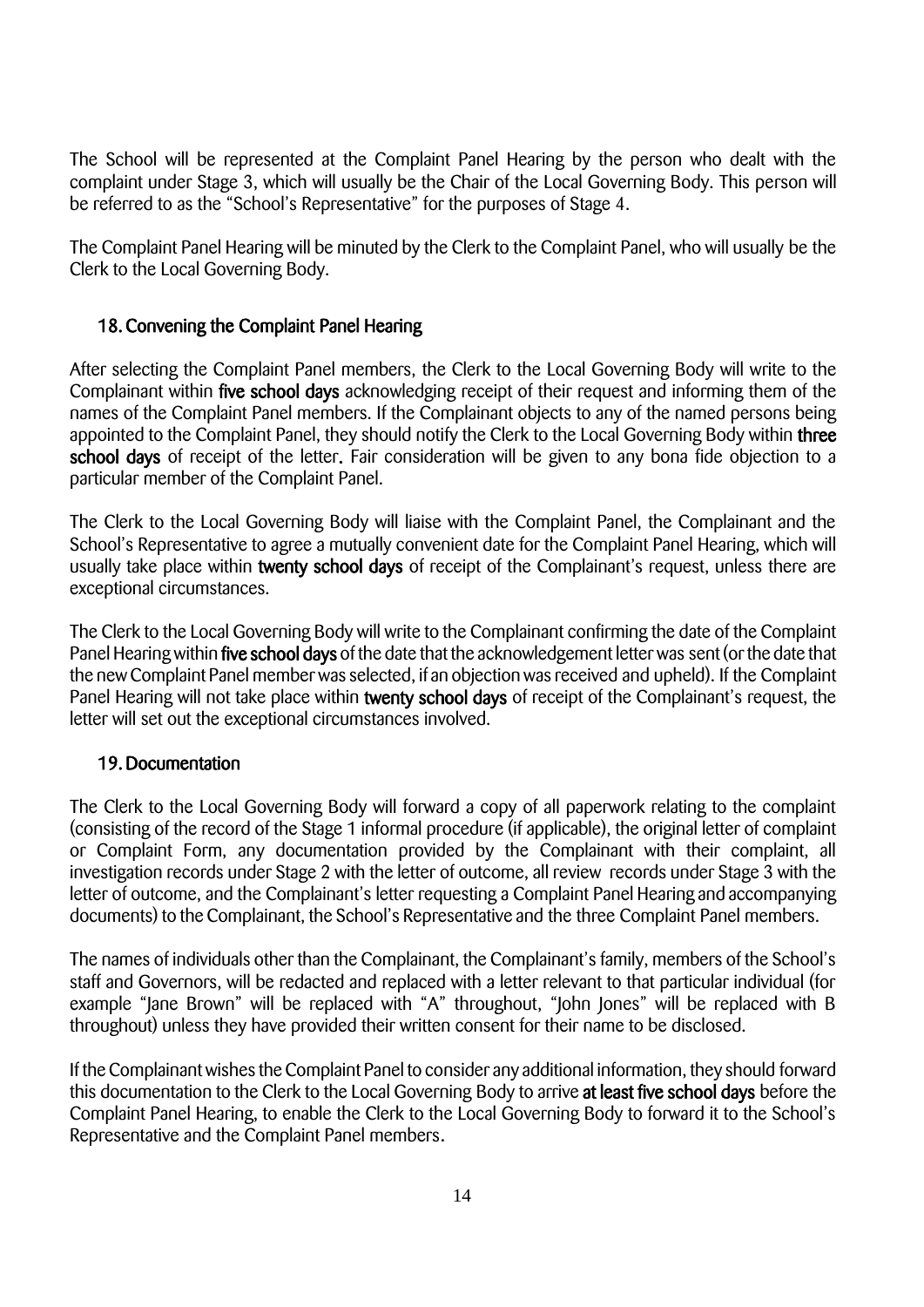The School will be represented at the Complaint Panel Hearing by the person who dealt with the complaint under Stage 3, which will usually be the Chair of the Local Governing Body. This person will be referred to as the "School's Representative" for the purposes of Stage 4.

The Complaint Panel Hearing will be minuted by the Clerk to the Complaint Panel, who will usually be the Clerk to the Local Governing Body.

## 18. Convening the Complaint Panel Hearing

After selecting the Complaint Panel members, the Clerk to the Local Governing Body will write to the Complainant within **five school days** acknowledging receipt of their request and informing them of the names of the Complaint Panel members. If the Complainant objects to any of the named persons being appointed to the Complaint Panel, they should notify the Clerk to the Local Governing Body within **three school days** of receipt of the letter. Fair consideration will be given to any bona fide objection to a particular member of the Complaint Panel.

The Clerk to the Local Governing Body will liaise with the Complaint Panel, the Complainant and the School's Representative to agree a mutually convenient date for the Complaint Panel Hearing, which will usually take place within **twenty school days** of receipt of the Complainant's request, unless there are exceptional circumstances.

The Clerk to the Local Governing Body will write to the Complainant confirming the date of the Complaint Panel Hearing within **five school days** of the date that the acknowledgement letter was sent (or the date that the new Complaint Panel member was selected, if an objection was received and upheld). If the Complaint Panel Hearing will not take place within **twenty school days** of receipt of the Complainant's request, the letter will set out the exceptional circumstances involved.

## 19. Documentation

The Clerk to the Local Governing Body will forward a copy of all paperwork relating to the complaint (consisting of the record of the Stage 1 informal procedure (if applicable), the original letter of complaint or Complaint Form, any documentation provided by the Complainant with their complaint, all investigation records under Stage 2 with the letter of outcome, all review records under Stage 3 with the letter of outcome, and the Complainant's letter requesting a Complaint Panel Hearing and accompanying documents) to the Complainant, the School's Representative and the three Complaint Panel members.

The names of individuals other than the Complainant, the Complainant's family, members of the School's staff and Governors, will be redacted and replaced with a letter relevant to that particular individual (for example "Jane Brown" will be replaced with "A" throughout, "John Jones" will be replaced with B throughout) unless they have provided their written consent for their name to be disclosed.

If the Complainant wishes the Complaint Panel to consider any additional information, they should forward this documentation to the Clerk to the Local Governing Body to arrive **at least five school days** before the Complaint Panel Hearing, to enable the Clerk to the Local Governing Body to forward it to the School's Representative and the Complaint Panel members.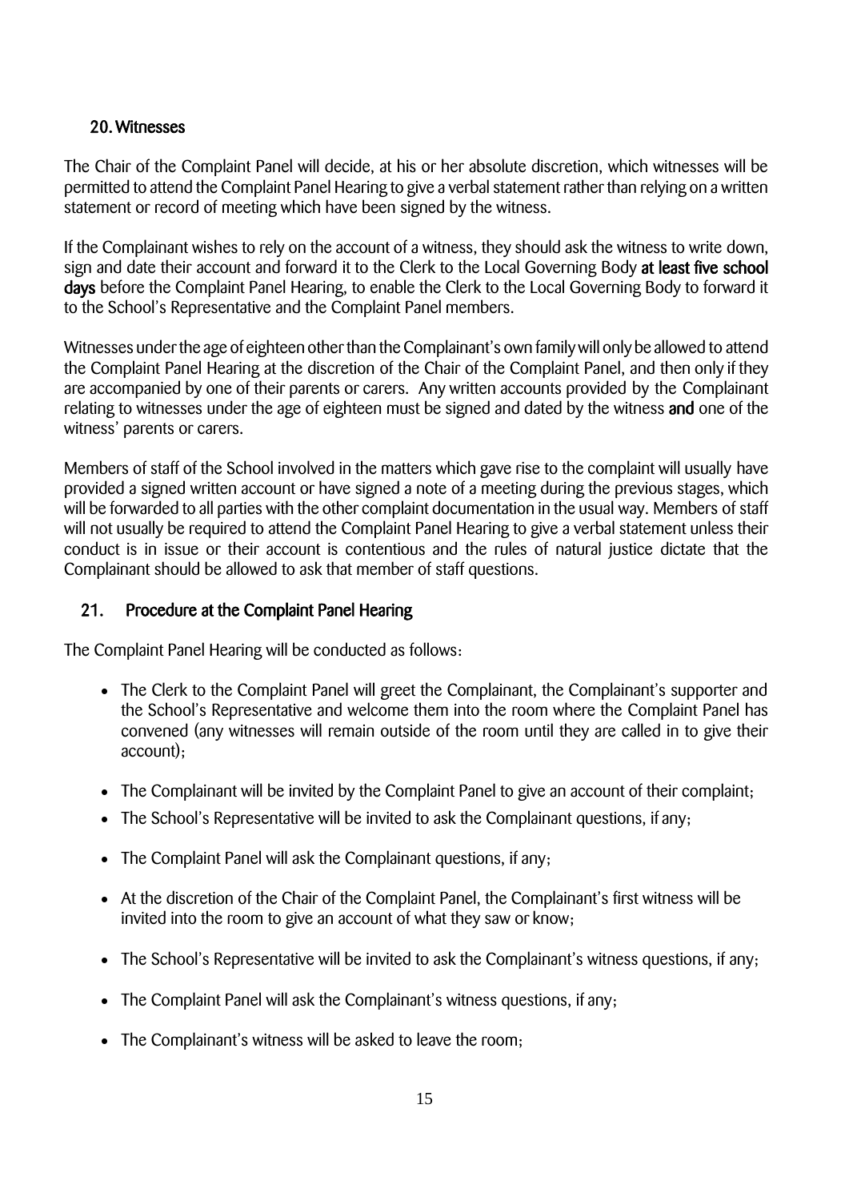## 20. Witnesses

The Chair of the Complaint Panel will decide, at his or her absolute discretion, which witnesses will be permitted to attend the Complaint Panel Hearing to give a verbal statement rather than relying on a written statement or record of meeting which have been signed by the witness.

If the Complainant wishes to rely on the account of a witness, they should ask the witness to write down, sign and date their account and forward it to the Clerk to the Local Governing Body **at least five school days** before the Complaint Panel Hearing, to enable the Clerk to the Local Governing Body to forward it to the School's Representative and the Complaint Panel members.

Witnesses under the age of eighteen other than the Complainant's own family will only be allowed to attend the Complaint Panel Hearing at the discretion of the Chair of the Complaint Panel, and then only if they are accompanied by one of their parents or carers. Any written accounts provided by the Complainant relating to witnesses under the age of eighteen must be signed and dated by the witness **and** one of the witness' parents or carers.

Members of staff of the School involved in the matters which gave rise to the complaint will usually have provided a signed written account or have signed a note of a meeting during the previous stages, which will be forwarded to all parties with the other complaint documentation in the usual way. Members of staff will not usually be required to attend the Complaint Panel Hearing to give a verbal statement unless their conduct is in issue or their account is contentious and the rules of natural justice dictate that the Complainant should be allowed to ask that member of staff questions.

## 21. Procedure at the Complaint Panel Hearing

The Complaint Panel Hearing will be conducted as follows:

- The Clerk to the Complaint Panel will greet the Complainant, the Complainant's supporter and the School's Representative and welcome them into the room where the Complaint Panel has convened (any witnesses will remain outside of the room until they are called in to give their account);
- The Complainant will be invited by the Complaint Panel to give an account of their complaint;
- The School's Representative will be invited to ask the Complainant questions, if any;
- The Complaint Panel will ask the Complainant questions, if any;
- At the discretion of the Chair of the Complaint Panel, the Complainant's first witness will be invited into the room to give an account of what they saw or know;
- The School's Representative will be invited to ask the Complainant's witness questions, if any;
- The Complaint Panel will ask the Complainant's witness questions, if any;
- The Complainant's witness will be asked to leave the room;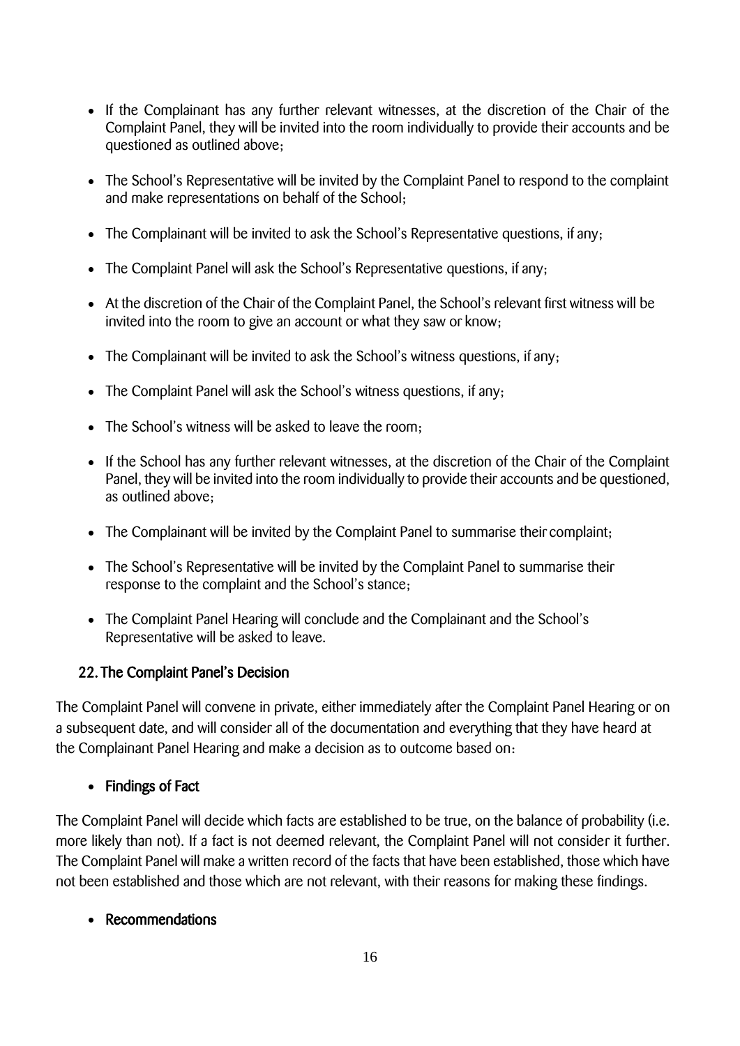- If the Complainant has any further relevant witnesses, at the discretion of the Chair of the Complaint Panel, they will be invited into the room individually to provide their accounts and be questioned as outlined above;
- The School's Representative will be invited by the Complaint Panel to respond to the complaint and make representations on behalf of the School;
- The Complainant will be invited to ask the School's Representative questions, if any;
- The Complaint Panel will ask the School's Representative questions, if any;
- At the discretion of the Chair of the Complaint Panel, the School's relevant first witness will be invited into the room to give an account or what they saw or know;
- The Complainant will be invited to ask the School's witness questions, if any;
- The Complaint Panel will ask the School's witness questions, if any;
- The School's witness will be asked to leave the room;
- If the School has any further relevant witnesses, at the discretion of the Chair of the Complaint Panel, they will be invited into the room individually to provide their accounts and be questioned, as outlined above;
- The Complainant will be invited by the Complaint Panel to summarise their complaint;
- The School's Representative will be invited by the Complaint Panel to summarise their response to the complaint and the School's stance;
- The Complaint Panel Hearing will conclude and the Complainant and the School's Representative will be asked to leave.

## 22. The Complaint Panel's Decision

The Complaint Panel will convene in private, either immediately after the Complaint Panel Hearing or on a subsequent date, and will consider all of the documentation and everything that they have heard at the Complainant Panel Hearing and make a decision as to outcome based on:

- **Findings of Fact**

The Complaint Panel will decide which facts are established to be true, on the balance of probability (i.e. more likely than not). If a fact is not deemed relevant, the Complaint Panel will not consider it further. The Complaint Panel will make a written record of the facts that have been established, those which have not been established and those which are not relevant, with their reasons for making these findings.

- **Recommendations**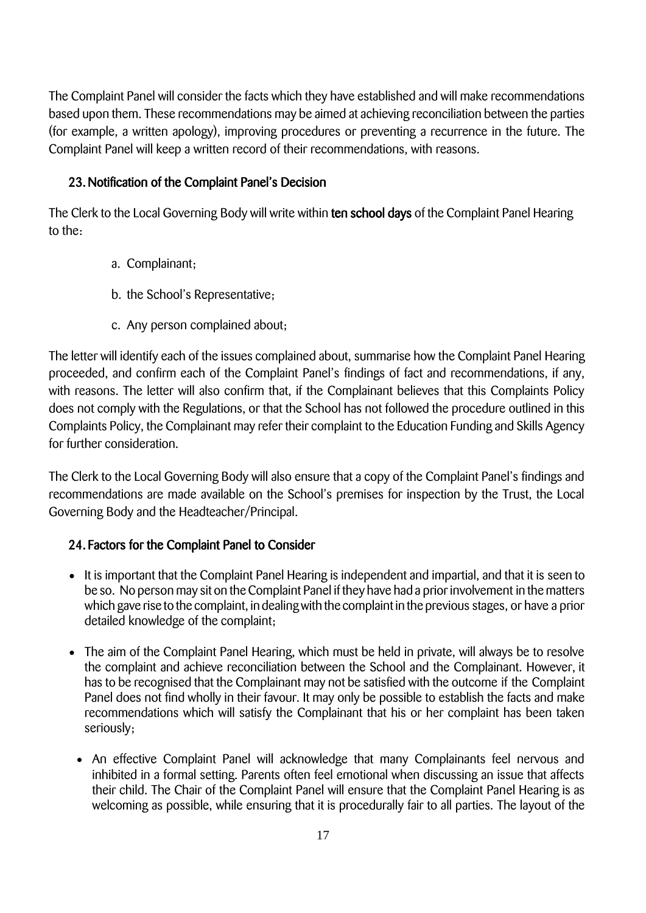The Complaint Panel will consider the facts which they have established and will make recommendations based upon them. These recommendations may be aimed at achieving reconciliation between the parties (for example, a written apology), improving procedures or preventing a recurrence in the future. The Complaint Panel will keep a written record of their recommendations, with reasons.

## 23. Notification of the Complaint Panel's Decision

The Clerk to the Local Governing Body will write within **ten school days** of the Complaint Panel Hearing to the:

a. Complainant;

b. the School's Representative;

c. Any person complained about;

The letter will identify each of the issues complained about, summarise how the Complaint Panel Hearing proceeded, and confirm each of the Complaint Panel's findings of fact and recommendations, if any, with reasons. The letter will also confirm that, if the Complainant believes that this Complaints Policy does not comply with the Regulations, or that the School has not followed the procedure outlined in this Complaints Policy, the Complainant may refer their complaint to the Education Funding and Skills Agency for further consideration.

The Clerk to the Local Governing Body will also ensure that a copy of the Complaint Panel's findings and recommendations are made available on the School's premises for inspection by the Trust, the Local Governing Body and the Headteacher/Principal.

## 24. Factors for the Complaint Panel to Consider

- It is important that the Complaint Panel Hearing is independent and impartial, and that it is seen to be so. No person may sit on the Complaint Panel if they have had a prior involvement in the matters which gave rise to the complaint, in dealing with the complaint in the previous stages, or have a prior detailed knowledge of the complaint;
- The aim of the Complaint Panel Hearing, which must be held in private, will always be to resolve the complaint and achieve reconciliation between the School and the Complainant. However, it has to be recognised that the Complainant may not be satisfied with the outcome if the Complaint Panel does not find wholly in their favour. It may only be possible to establish the facts and make recommendations which will satisfy the Complainant that his or her complaint has been taken seriously;
- An effective Complaint Panel will acknowledge that many Complainants feel nervous and inhibited in a formal setting. Parents often feel emotional when discussing an issue that affects their child. The Chair of the Complaint Panel will ensure that the Complaint Panel Hearing is as welcoming as possible, while ensuring that it is procedurally fair to all parties. The layout of the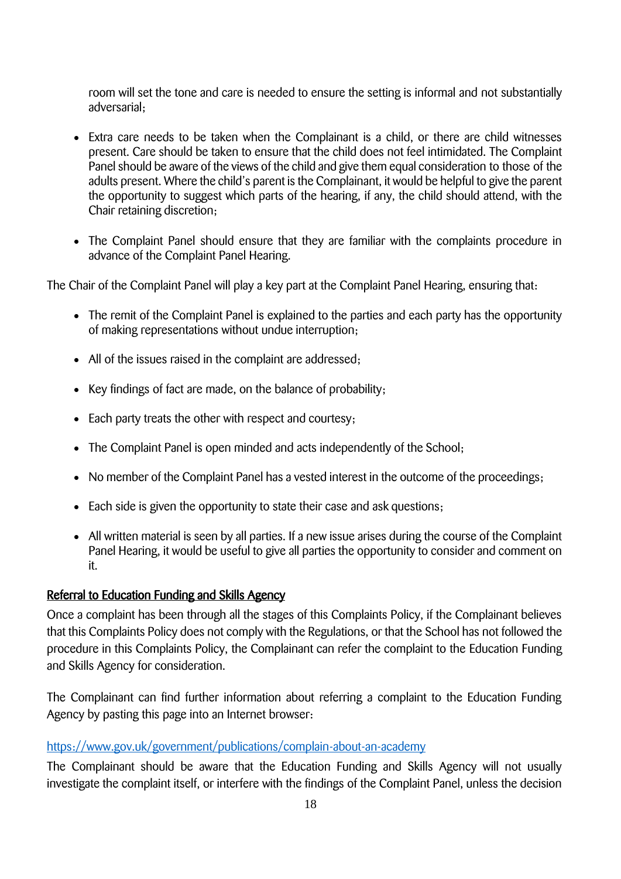room will set the tone and care is needed to ensure the setting is informal and not substantially adversarial;

- Extra care needs to be taken when the Complainant is a child, or there are child witnesses present. Care should be taken to ensure that the child does not feel intimidated. The Complaint Panel should be aware of the views of the child and give them equal consideration to those of the adults present. Where the child's parent is the Complainant, it would be helpful to give the parent the opportunity to suggest which parts of the hearing, if any, the child should attend, with the Chair retaining discretion;

- The Complaint Panel should ensure that they are familiar with the complaints procedure in advance of the Complaint Panel Hearing.

The Chair of the Complaint Panel will play a key part at the Complaint Panel Hearing, ensuring that:

- The remit of the Complaint Panel is explained to the parties and each party has the opportunity of making representations without undue interruption;

- All of the issues raised in the complaint are addressed;

- Key findings of fact are made, on the balance of probability;

- Each party treats the other with respect and courtesy;

- The Complaint Panel is open minded and acts independently of the School;

- No member of the Complaint Panel has a vested interest in the outcome of the proceedings;

- Each side is given the opportunity to state their case and ask questions;

- All written material is seen by all parties. If a new issue arises during the course of the Complaint Panel Hearing, it would be useful to give all parties the opportunity to consider and comment on it.

## Referral to Education Funding and Skills Agency

Once a complaint has been through all the stages of this Complaints Policy, if the Complainant believes that this Complaints Policy does not comply with the Regulations, or that the School has not followed the procedure in this Complaints Policy, the Complainant can refer the complaint to the Education Funding and Skills Agency for consideration.

The Complainant can find further information about referring a complaint to the Education Funding Agency by pasting this page into an Internet browser:

https://www.gov.uk/government/publications/complain-about-an-academy

The Complainant should be aware that the Education Funding and Skills Agency will not usually investigate the complaint itself, or interfere with the findings of the Complaint Panel, unless the decision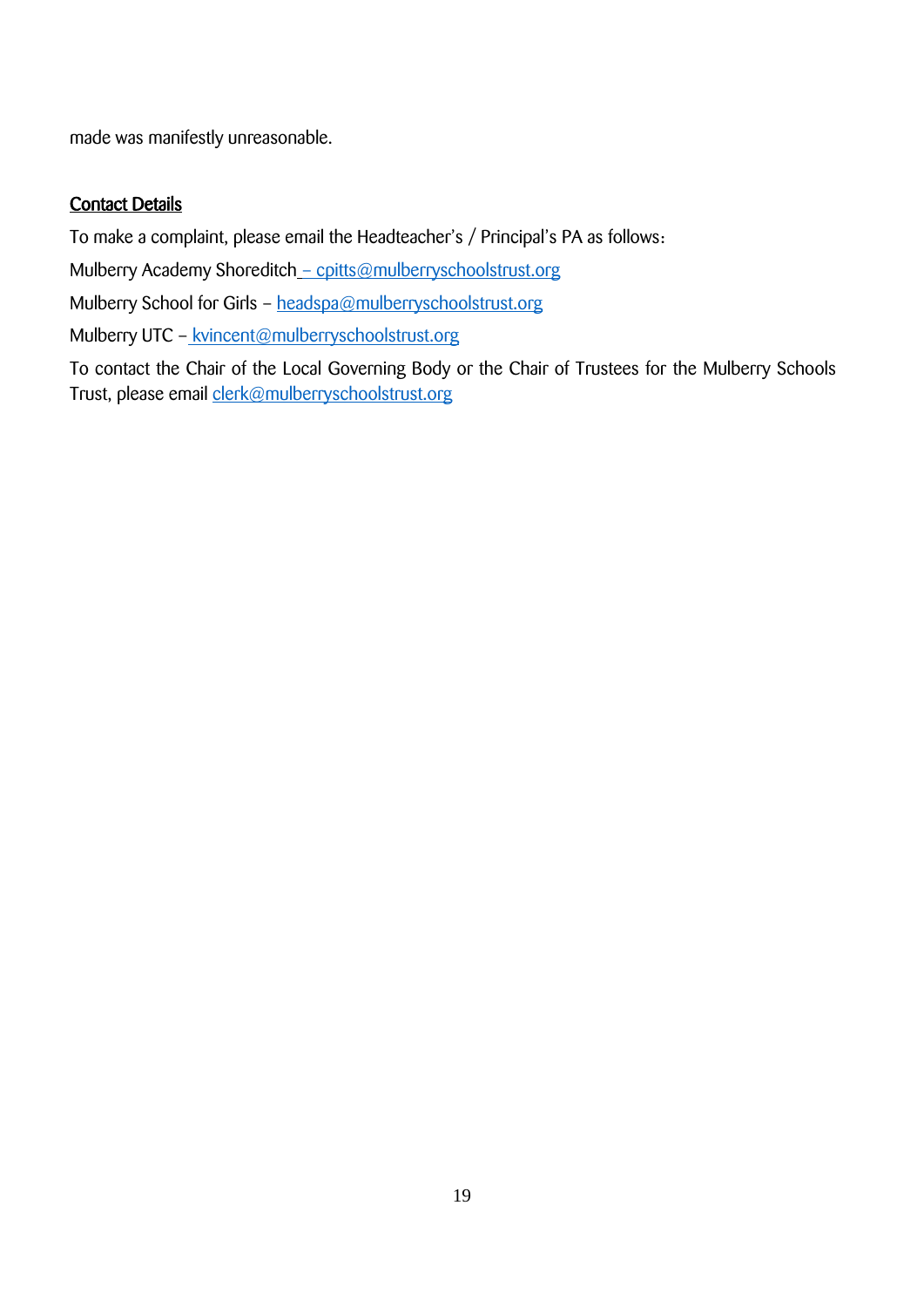made was manifestly unreasonable.

## Contact Details

To make a complaint, please email the Headteacher's / Principal's PA as follows:

Mulberry Academy Shoreditch – cpitts@mulberryschoolstrust.org

Mulberry School for Girls – headspa@mulberryschoolstrust.org

Mulberry UTC – kvincent@mulberryschoolstrust.org

To contact the Chair of the Local Governing Body or the Chair of Trustees for the Mulberry Schools Trust, please email clerk@mulberryschoolstrust.org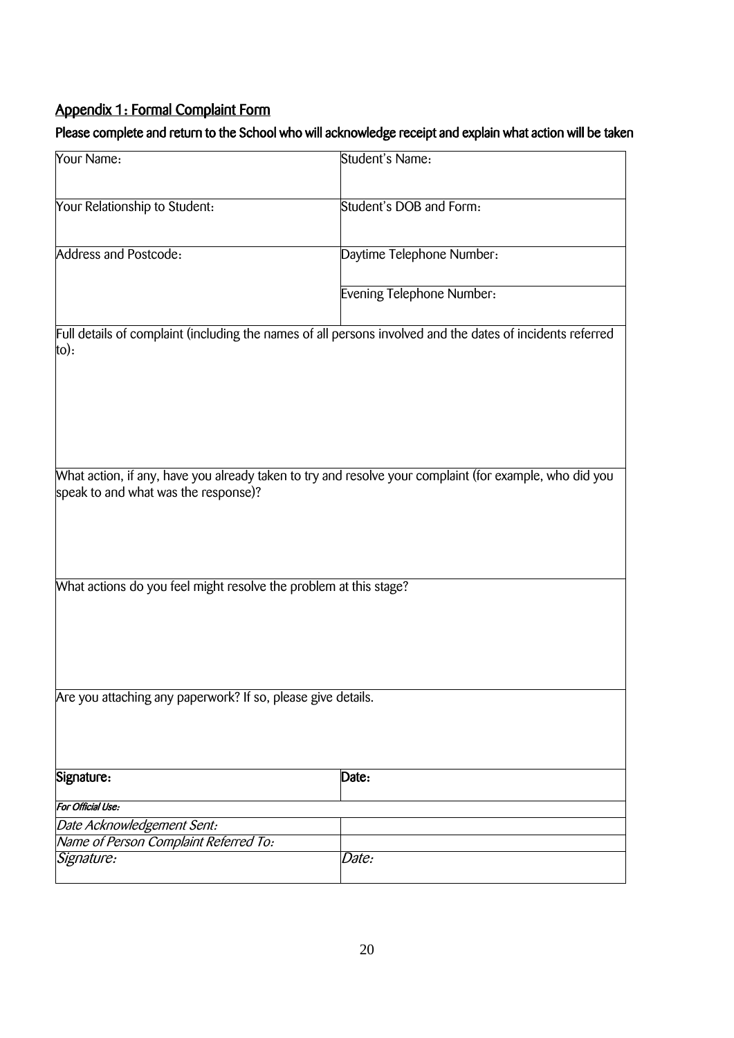## Appendix 1: Formal Complaint Form

**Please complete and return to the School who will acknowledge receipt and explain what action will be taken**

| Your Name: | Student's Name: |
|---|---|
| Your Relationship to Student: | Student's DOB and Form: |
| Address and Postcode: | Daytime Telephone Number: |
| | Evening Telephone Number: |
| Full details of complaint (including the names of all persons involved and the dates of incidents referred to): | |
| What action, if any, have you already taken to try and resolve your complaint (for example, who did you speak to and what was the response)? | |
| What actions do you feel might resolve the problem at this stage? | |
| Are you attaching any paperwork? If so, please give details. | |
| **Signature:** | **Date:** |
| ***For Official Use:*** | |
| *Date Acknowledgement Sent:* | |
| *Name of Person Complaint Referred To:* | |
| *Signature:* | *Date:* |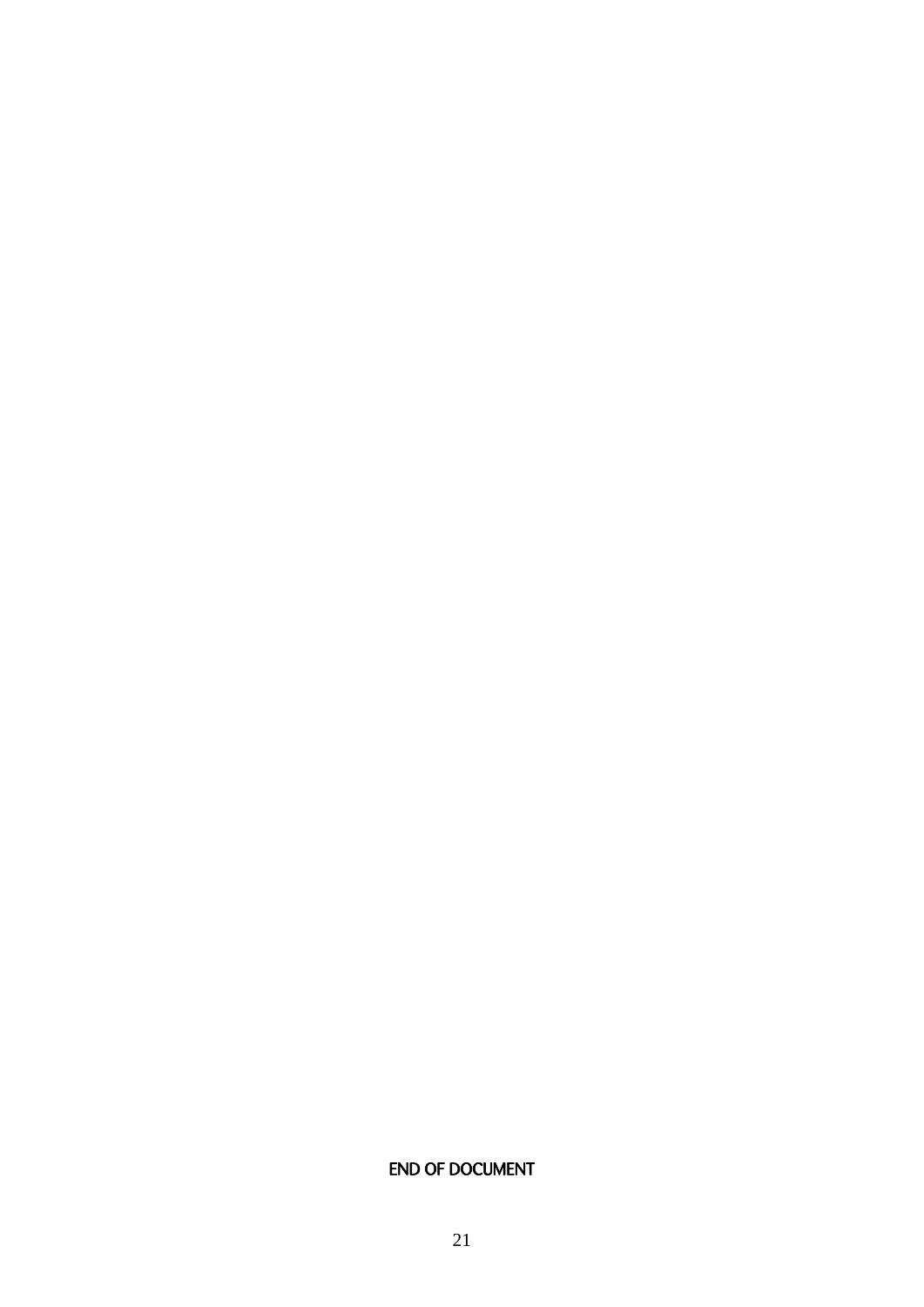**END OF DOCUMENT**